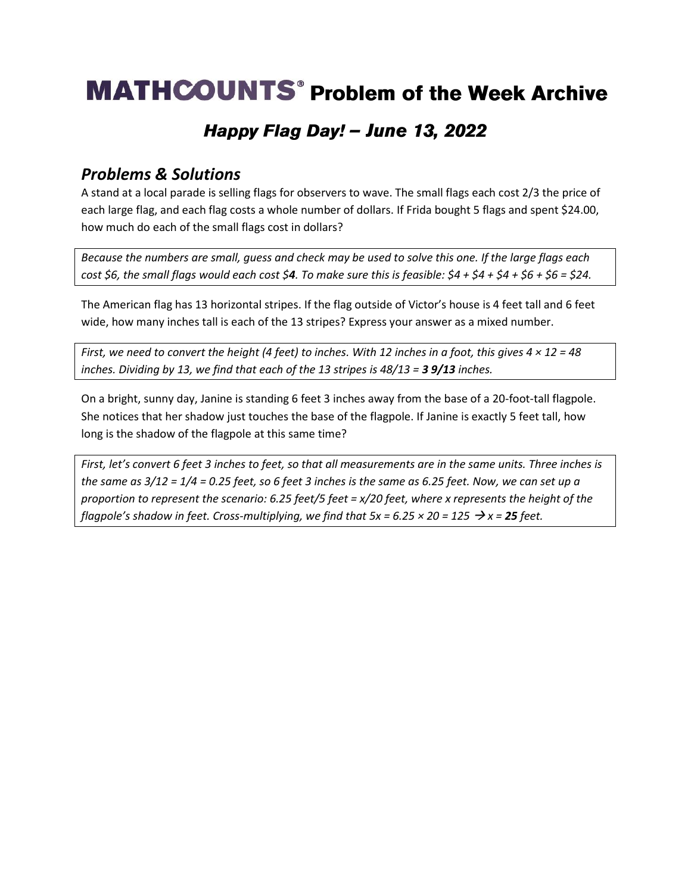# MATHCOUNTS® Problem of the Week Archive

## *Happy Flag Day! – June 13, 2022*

### *Problems & Solutions*

A stand at a local parade is selling flags for observers to wave. The small flags each cost 2/3 the price of each large flag, and each flag costs a whole number of dollars. If Frida bought 5 flags and spent $24.00, how much do each of the small flags cost in dollars?

*Because the numbers are small, guess and check may be used to solve this one. If the large flags each cost $6, the small flags would each cost $**4**. To make sure this is feasible: $4 + $4 + $4 + $6 + $6 = $24.*

The American flag has 13 horizontal stripes. If the flag outside of Victor's house is 4 feet tall and 6 feet wide, how many inches tall is each of the 13 stripes? Express your answer as a mixed number.

*First, we need to convert the height (4 feet) to inches. With 12 inches in a foot, this gives $4 \times 12 = 48$ inches. Dividing by 13, we find that each of the 13 stripes is $48/13 =$ **$3\ 9/13$** inches.*

On a bright, sunny day, Janine is standing 6 feet 3 inches away from the base of a 20-foot-tall flagpole. She notices that her shadow just touches the base of the flagpole. If Janine is exactly 5 feet tall, how long is the shadow of the flagpole at this same time?

*First, let's convert 6 feet 3 inches to feet, so that all measurements are in the same units. Three inches is the same as $3/12 = 1/4 = 0.25$ feet, so 6 feet 3 inches is the same as 6.25 feet. Now, we can set up a proportion to represent the scenario: 6.25 feet/5 feet = $x$/20 feet, where $x$ represents the height of the flagpole's shadow in feet. Cross-multiplying, we find that $5x = 6.25 \times 20 = 125 \rightarrow x =$ **25** feet.*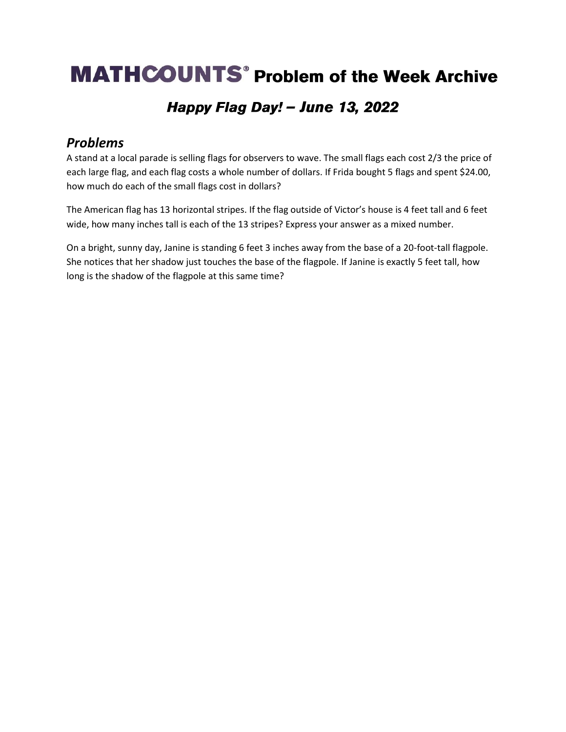# MATHCOUNTS® Problem of the Week Archive

## *Happy Flag Day! – June 13, 2022*

### *Problems*

A stand at a local parade is selling flags for observers to wave. The small flags each cost 2/3 the price of each large flag, and each flag costs a whole number of dollars. If Frida bought 5 flags and spent $24.00, how much do each of the small flags cost in dollars?

The American flag has 13 horizontal stripes. If the flag outside of Victor's house is 4 feet tall and 6 feet wide, how many inches tall is each of the 13 stripes? Express your answer as a mixed number.

On a bright, sunny day, Janine is standing 6 feet 3 inches away from the base of a 20-foot-tall flagpole. She notices that her shadow just touches the base of the flagpole. If Janine is exactly 5 feet tall, how long is the shadow of the flagpole at this same time?